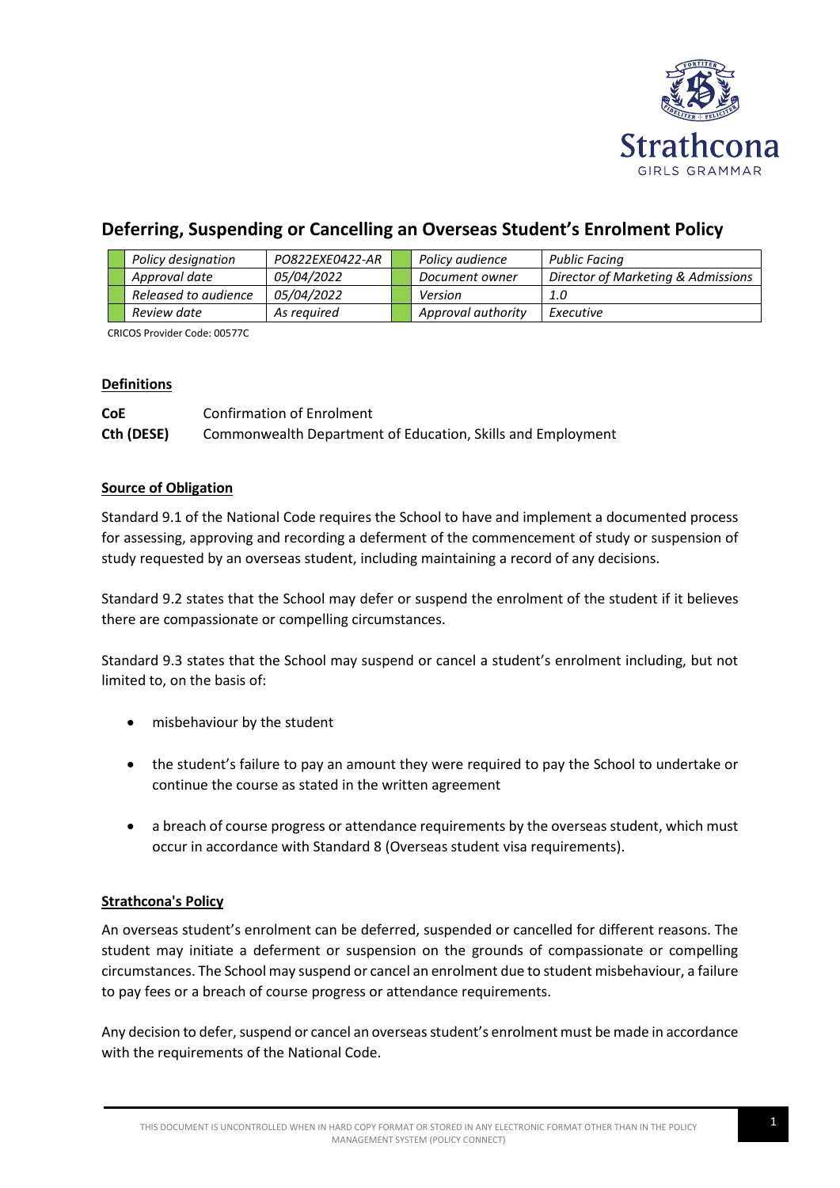# Deferring, Suspending or Cancelling an Overseas Student's Enrolment Policy

| Policy designation | PO822EXE0422-AR | Policy audience | Public Facing |
|---|---|---|---|
| Approval date | 05/04/2022 | Document owner | Director of Marketing & Admissions |
| Released to audience | 05/04/2022 | Version | 1.0 |
| Review date | As required | Approval authority | Executive |

CRICOS Provider Code: 00577C

## Definitions

**CoE** Confirmation of Enrolment

**Cth (DESE)** Commonwealth Department of Education, Skills and Employment

## Source of Obligation

Standard 9.1 of the National Code requires the School to have and implement a documented process for assessing, approving and recording a deferment of the commencement of study or suspension of study requested by an overseas student, including maintaining a record of any decisions.

Standard 9.2 states that the School may defer or suspend the enrolment of the student if it believes there are compassionate or compelling circumstances.

Standard 9.3 states that the School may suspend or cancel a student's enrolment including, but not limited to, on the basis of:

- misbehaviour by the student
- the student's failure to pay an amount they were required to pay the School to undertake or continue the course as stated in the written agreement
- a breach of course progress or attendance requirements by the overseas student, which must occur in accordance with Standard 8 (Overseas student visa requirements).

## Strathcona's Policy

An overseas student's enrolment can be deferred, suspended or cancelled for different reasons. The student may initiate a deferment or suspension on the grounds of compassionate or compelling circumstances. The School may suspend or cancel an enrolment due to student misbehaviour, a failure to pay fees or a breach of course progress or attendance requirements.

Any decision to defer, suspend or cancel an overseas student's enrolment must be made in accordance with the requirements of the National Code.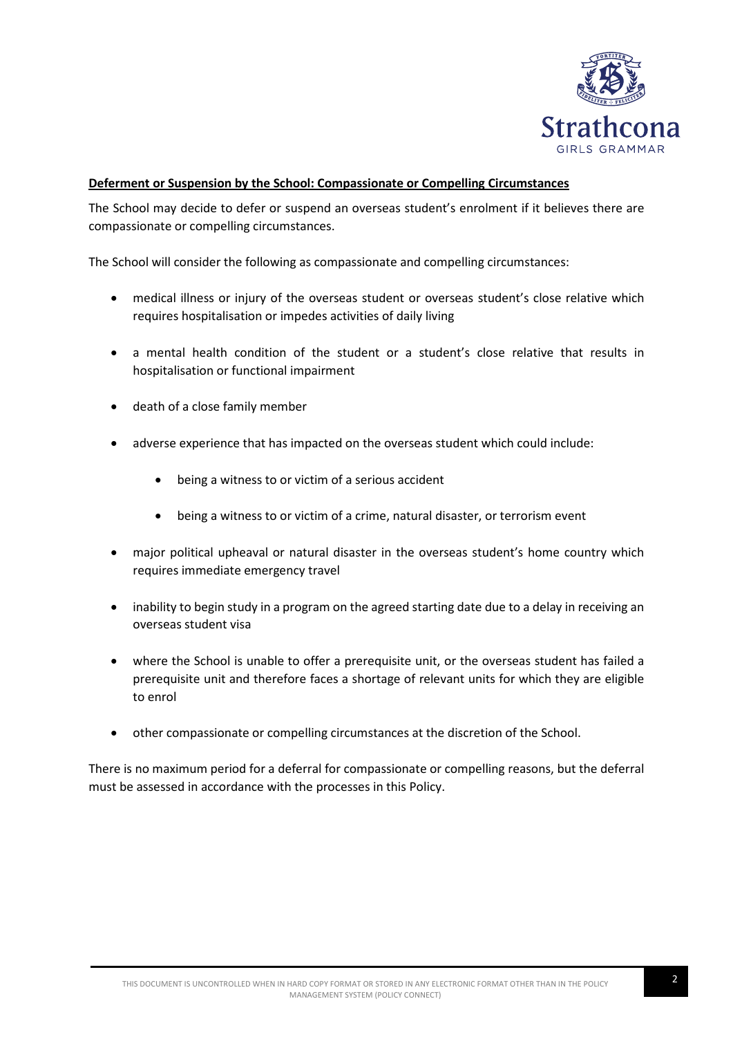**Deferment or Suspension by the School: Compassionate or Compelling Circumstances**

The School may decide to defer or suspend an overseas student's enrolment if it believes there are compassionate or compelling circumstances.

The School will consider the following as compassionate and compelling circumstances:

- medical illness or injury of the overseas student or overseas student's close relative which requires hospitalisation or impedes activities of daily living
- a mental health condition of the student or a student's close relative that results in hospitalisation or functional impairment
- death of a close family member
- adverse experience that has impacted on the overseas student which could include:
    - being a witness to or victim of a serious accident
    - being a witness to or victim of a crime, natural disaster, or terrorism event
- major political upheaval or natural disaster in the overseas student's home country which requires immediate emergency travel
- inability to begin study in a program on the agreed starting date due to a delay in receiving an overseas student visa
- where the School is unable to offer a prerequisite unit, or the overseas student has failed a prerequisite unit and therefore faces a shortage of relevant units for which they are eligible to enrol
- other compassionate or compelling circumstances at the discretion of the School.

There is no maximum period for a deferral for compassionate or compelling reasons, but the deferral must be assessed in accordance with the processes in this Policy.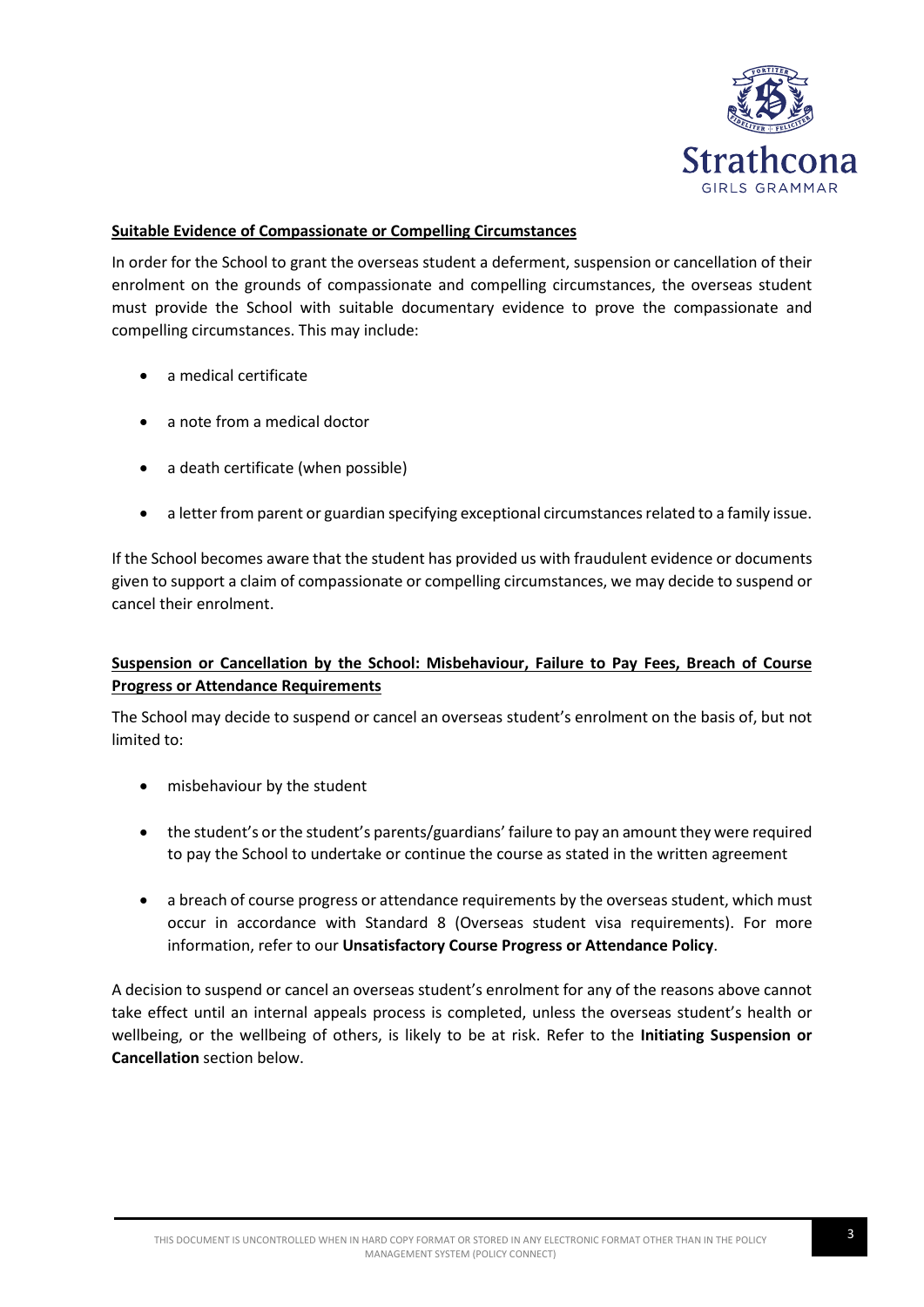## Suitable Evidence of Compassionate or Compelling Circumstances

In order for the School to grant the overseas student a deferment, suspension or cancellation of their enrolment on the grounds of compassionate and compelling circumstances, the overseas student must provide the School with suitable documentary evidence to prove the compassionate and compelling circumstances. This may include:

- a medical certificate
- a note from a medical doctor
- a death certificate (when possible)
- a letter from parent or guardian specifying exceptional circumstances related to a family issue.

If the School becomes aware that the student has provided us with fraudulent evidence or documents given to support a claim of compassionate or compelling circumstances, we may decide to suspend or cancel their enrolment.

## Suspension or Cancellation by the School: Misbehaviour, Failure to Pay Fees, Breach of Course Progress or Attendance Requirements

The School may decide to suspend or cancel an overseas student's enrolment on the basis of, but not limited to:

- misbehaviour by the student
- the student's or the student's parents/guardians' failure to pay an amount they were required to pay the School to undertake or continue the course as stated in the written agreement
- a breach of course progress or attendance requirements by the overseas student, which must occur in accordance with Standard 8 (Overseas student visa requirements). For more information, refer to our **Unsatisfactory Course Progress or Attendance Policy**.

A decision to suspend or cancel an overseas student's enrolment for any of the reasons above cannot take effect until an internal appeals process is completed, unless the overseas student's health or wellbeing, or the wellbeing of others, is likely to be at risk. Refer to the **Initiating Suspension or Cancellation** section below.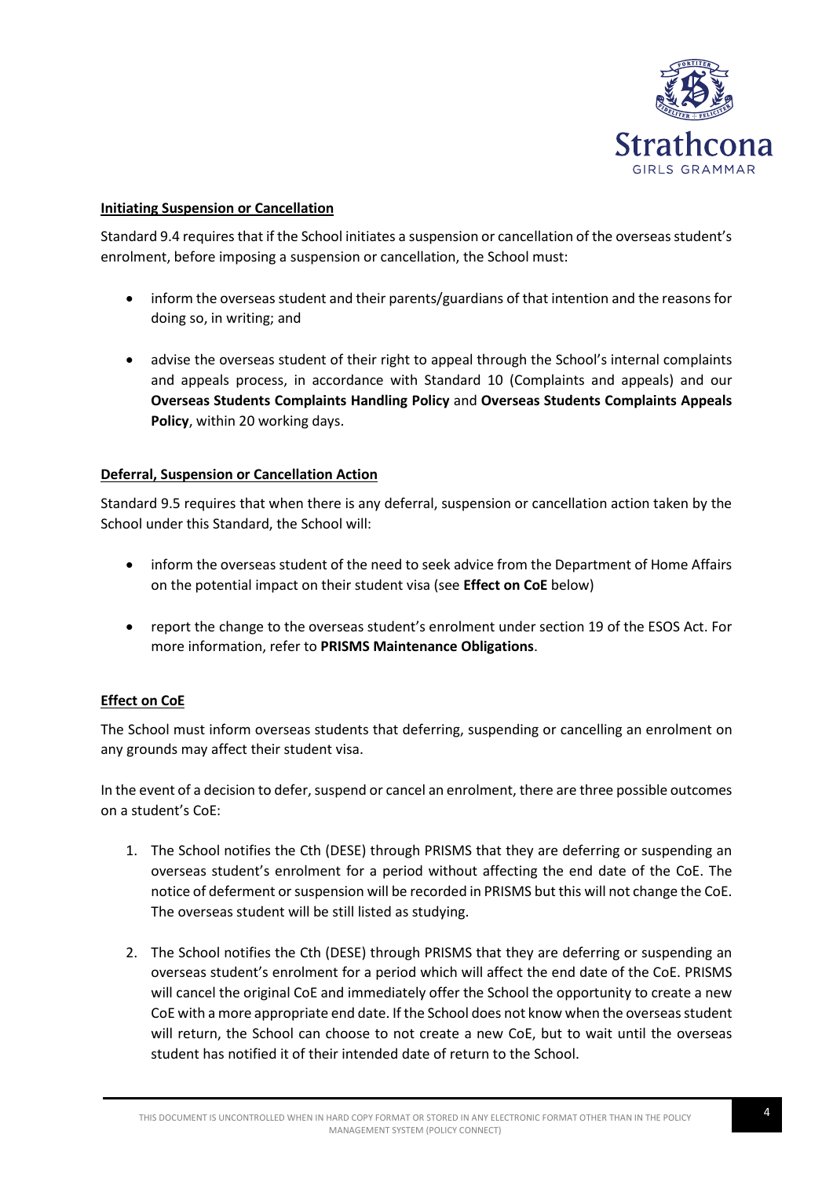**Initiating Suspension or Cancellation**

Standard 9.4 requires that if the School initiates a suspension or cancellation of the overseas student's enrolment, before imposing a suspension or cancellation, the School must:

- inform the overseas student and their parents/guardians of that intention and the reasons for doing so, in writing; and
- advise the overseas student of their right to appeal through the School's internal complaints and appeals process, in accordance with Standard 10 (Complaints and appeals) and our **Overseas Students Complaints Handling Policy** and **Overseas Students Complaints Appeals Policy**, within 20 working days.

**Deferral, Suspension or Cancellation Action**

Standard 9.5 requires that when there is any deferral, suspension or cancellation action taken by the School under this Standard, the School will:

- inform the overseas student of the need to seek advice from the Department of Home Affairs on the potential impact on their student visa (see **Effect on CoE** below)
- report the change to the overseas student's enrolment under section 19 of the ESOS Act. For more information, refer to **PRISMS Maintenance Obligations**.

**Effect on CoE**

The School must inform overseas students that deferring, suspending or cancelling an enrolment on any grounds may affect their student visa.

In the event of a decision to defer, suspend or cancel an enrolment, there are three possible outcomes on a student's CoE:

1. The School notifies the Cth (DESE) through PRISMS that they are deferring or suspending an overseas student's enrolment for a period without affecting the end date of the CoE. The notice of deferment or suspension will be recorded in PRISMS but this will not change the CoE. The overseas student will be still listed as studying.
2. The School notifies the Cth (DESE) through PRISMS that they are deferring or suspending an overseas student's enrolment for a period which will affect the end date of the CoE. PRISMS will cancel the original CoE and immediately offer the School the opportunity to create a new CoE with a more appropriate end date. If the School does not know when the overseas student will return, the School can choose to not create a new CoE, but to wait until the overseas student has notified it of their intended date of return to the School.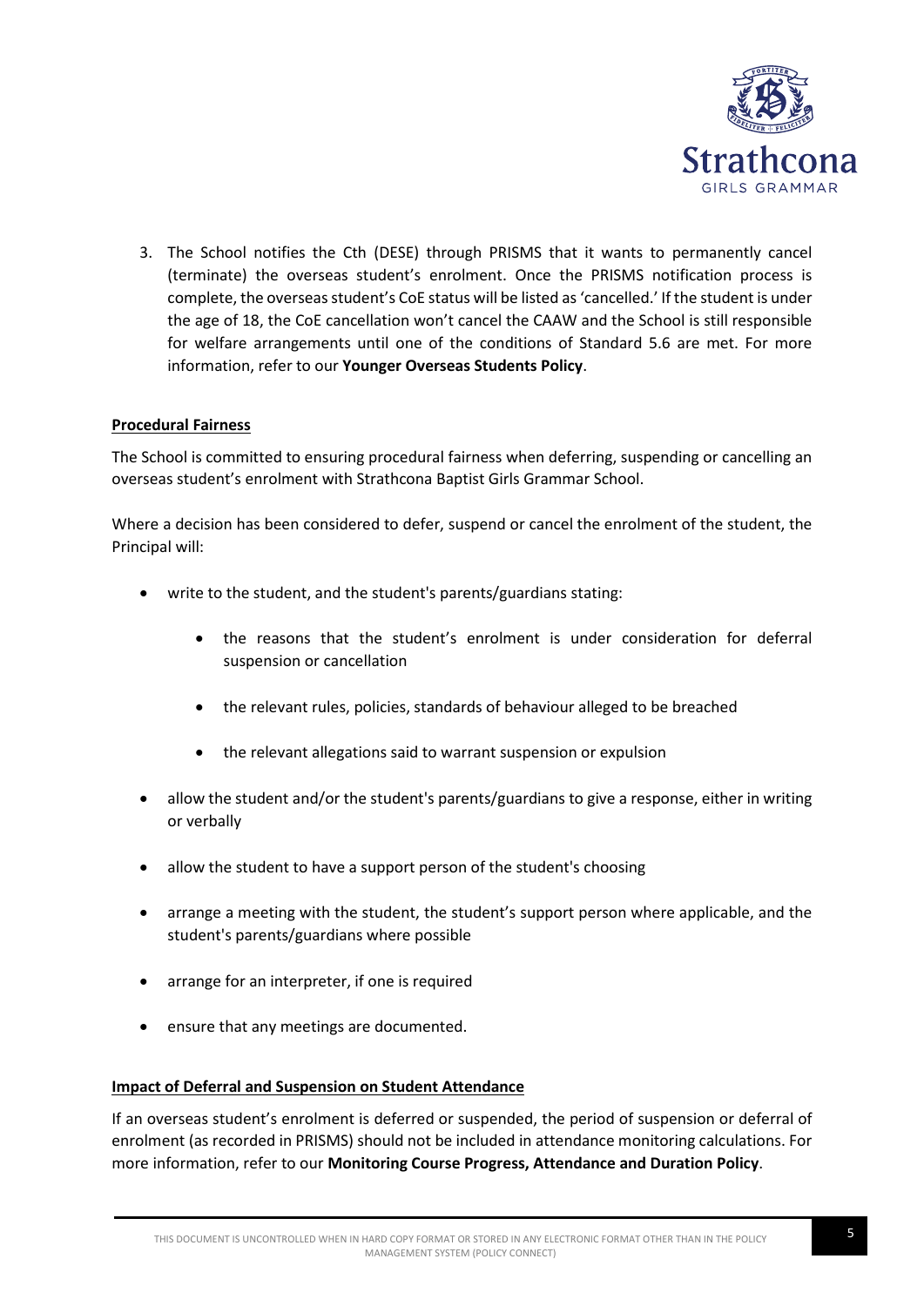3. The School notifies the Cth (DESE) through PRISMS that it wants to permanently cancel (terminate) the overseas student's enrolment. Once the PRISMS notification process is complete, the overseas student's CoE status will be listed as 'cancelled.' If the student is under the age of 18, the CoE cancellation won't cancel the CAAW and the School is still responsible for welfare arrangements until one of the conditions of Standard 5.6 are met. For more information, refer to our **Younger Overseas Students Policy**.

**Procedural Fairness**

The School is committed to ensuring procedural fairness when deferring, suspending or cancelling an overseas student's enrolment with Strathcona Baptist Girls Grammar School.

Where a decision has been considered to defer, suspend or cancel the enrolment of the student, the Principal will:

- write to the student, and the student's parents/guardians stating:
  - the reasons that the student's enrolment is under consideration for deferral suspension or cancellation
  - the relevant rules, policies, standards of behaviour alleged to be breached
  - the relevant allegations said to warrant suspension or expulsion
- allow the student and/or the student's parents/guardians to give a response, either in writing or verbally
- allow the student to have a support person of the student's choosing
- arrange a meeting with the student, the student's support person where applicable, and the student's parents/guardians where possible
- arrange for an interpreter, if one is required
- ensure that any meetings are documented.

**Impact of Deferral and Suspension on Student Attendance**

If an overseas student's enrolment is deferred or suspended, the period of suspension or deferral of enrolment (as recorded in PRISMS) should not be included in attendance monitoring calculations. For more information, refer to our **Monitoring Course Progress, Attendance and Duration Policy**.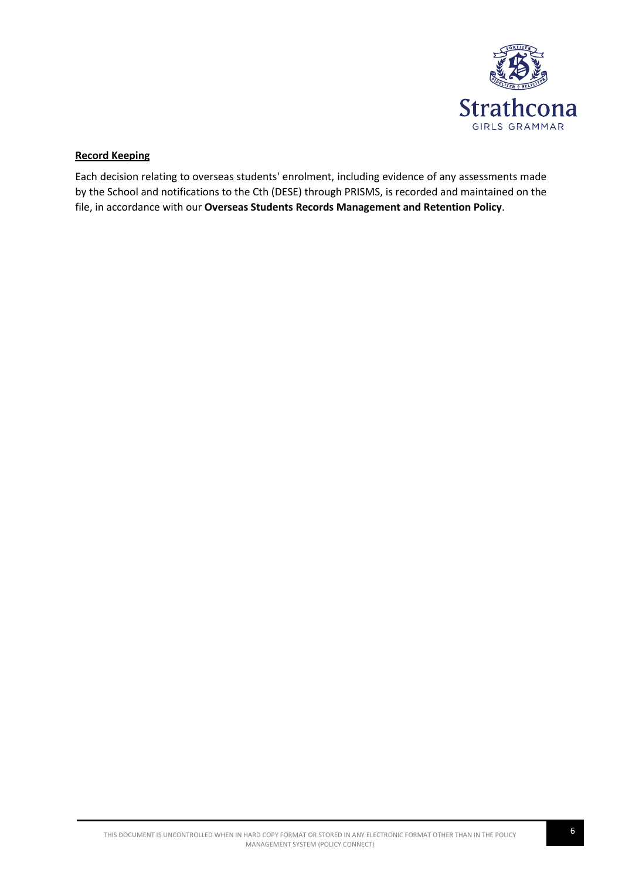**Record Keeping**

Each decision relating to overseas students' enrolment, including evidence of any assessments made by the School and notifications to the Cth (DESE) through PRISMS, is recorded and maintained on the file, in accordance with our **Overseas Students Records Management and Retention Policy**.